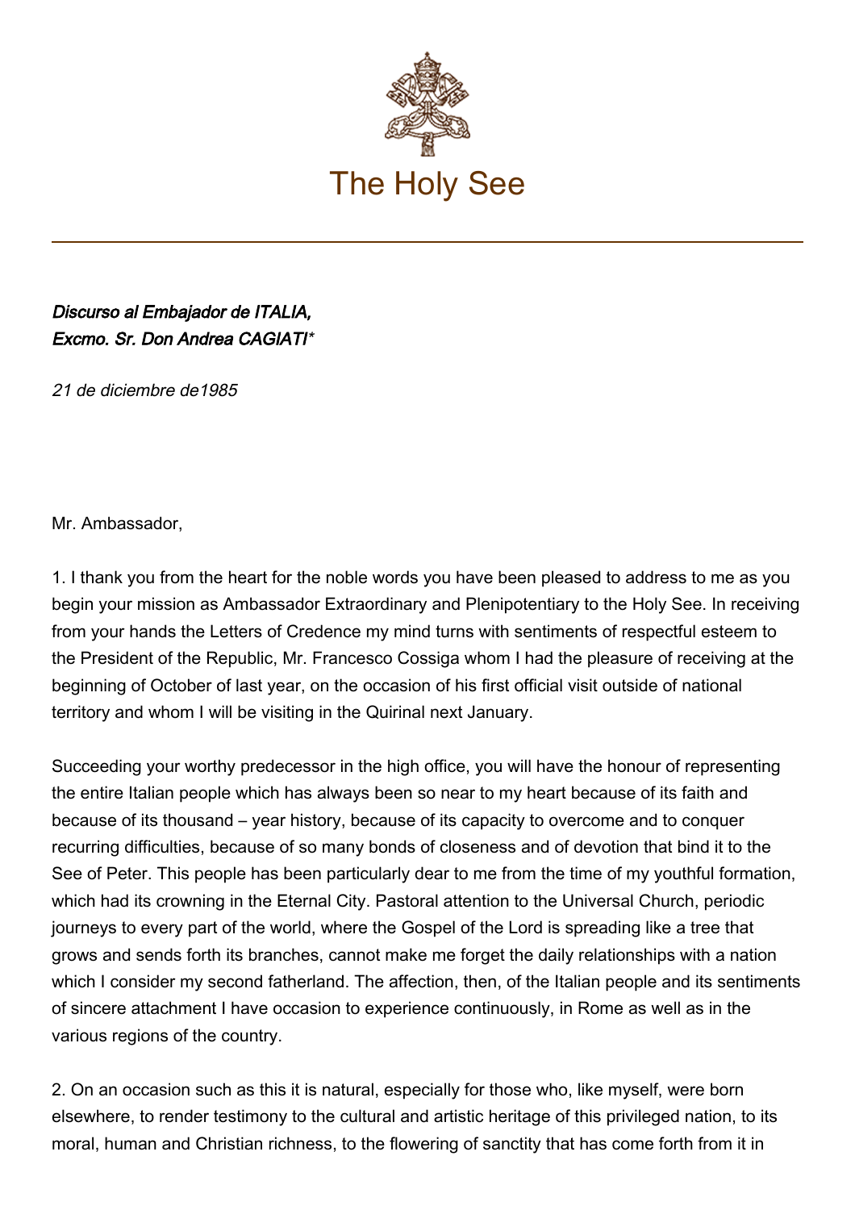# The Holy See

*Discurso al Embajador de ITALIA,*
*Excmo. Sr. Don Andrea CAGIATI**

*21 de diciembre de1985*

Mr. Ambassador,

1. I thank you from the heart for the noble words you have been pleased to address to me as you begin your mission as Ambassador Extraordinary and Plenipotentiary to the Holy See. In receiving from your hands the Letters of Credence my mind turns with sentiments of respectful esteem to the President of the Republic, Mr. Francesco Cossiga whom I had the pleasure of receiving at the beginning of October of last year, on the occasion of his first official visit outside of national territory and whom I will be visiting in the Quirinal next January.

Succeeding your worthy predecessor in the high office, you will have the honour of representing the entire Italian people which has always been so near to my heart because of its faith and because of its thousand – year history, because of its capacity to overcome and to conquer recurring difficulties, because of so many bonds of closeness and of devotion that bind it to the See of Peter. This people has been particularly dear to me from the time of my youthful formation, which had its crowning in the Eternal City. Pastoral attention to the Universal Church, periodic journeys to every part of the world, where the Gospel of the Lord is spreading like a tree that grows and sends forth its branches, cannot make me forget the daily relationships with a nation which I consider my second fatherland. The affection, then, of the Italian people and its sentiments of sincere attachment I have occasion to experience continuously, in Rome as well as in the various regions of the country.

2. On an occasion such as this it is natural, especially for those who, like myself, were born elsewhere, to render testimony to the cultural and artistic heritage of this privileged nation, to its moral, human and Christian richness, to the flowering of sanctity that has come forth from it in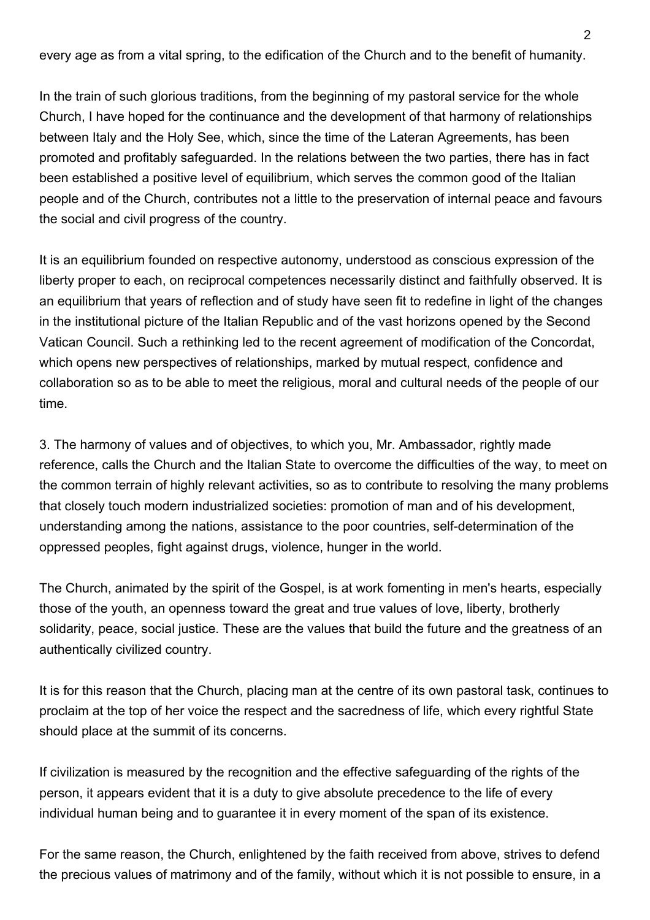every age as from a vital spring, to the edification of the Church and to the benefit of humanity.

In the train of such glorious traditions, from the beginning of my pastoral service for the whole Church, I have hoped for the continuance and the development of that harmony of relationships between Italy and the Holy See, which, since the time of the Lateran Agreements, has been promoted and profitably safeguarded. In the relations between the two parties, there has in fact been established a positive level of equilibrium, which serves the common good of the Italian people and of the Church, contributes not a little to the preservation of internal peace and favours the social and civil progress of the country.

It is an equilibrium founded on respective autonomy, understood as conscious expression of the liberty proper to each, on reciprocal competences necessarily distinct and faithfully observed. It is an equilibrium that years of reflection and of study have seen fit to redefine in light of the changes in the institutional picture of the Italian Republic and of the vast horizons opened by the Second Vatican Council. Such a rethinking led to the recent agreement of modification of the Concordat, which opens new perspectives of relationships, marked by mutual respect, confidence and collaboration so as to be able to meet the religious, moral and cultural needs of the people of our time.

3. The harmony of values and of objectives, to which you, Mr. Ambassador, rightly made reference, calls the Church and the Italian State to overcome the difficulties of the way, to meet on the common terrain of highly relevant activities, so as to contribute to resolving the many problems that closely touch modern industrialized societies: promotion of man and of his development, understanding among the nations, assistance to the poor countries, self-determination of the oppressed peoples, fight against drugs, violence, hunger in the world.

The Church, animated by the spirit of the Gospel, is at work fomenting in men's hearts, especially those of the youth, an openness toward the great and true values of love, liberty, brotherly solidarity, peace, social justice. These are the values that build the future and the greatness of an authentically civilized country.

It is for this reason that the Church, placing man at the centre of its own pastoral task, continues to proclaim at the top of her voice the respect and the sacredness of life, which every rightful State should place at the summit of its concerns.

If civilization is measured by the recognition and the effective safeguarding of the rights of the person, it appears evident that it is a duty to give absolute precedence to the life of every individual human being and to guarantee it in every moment of the span of its existence.

For the same reason, the Church, enlightened by the faith received from above, strives to defend the precious values of matrimony and of the family, without which it is not possible to ensure, in a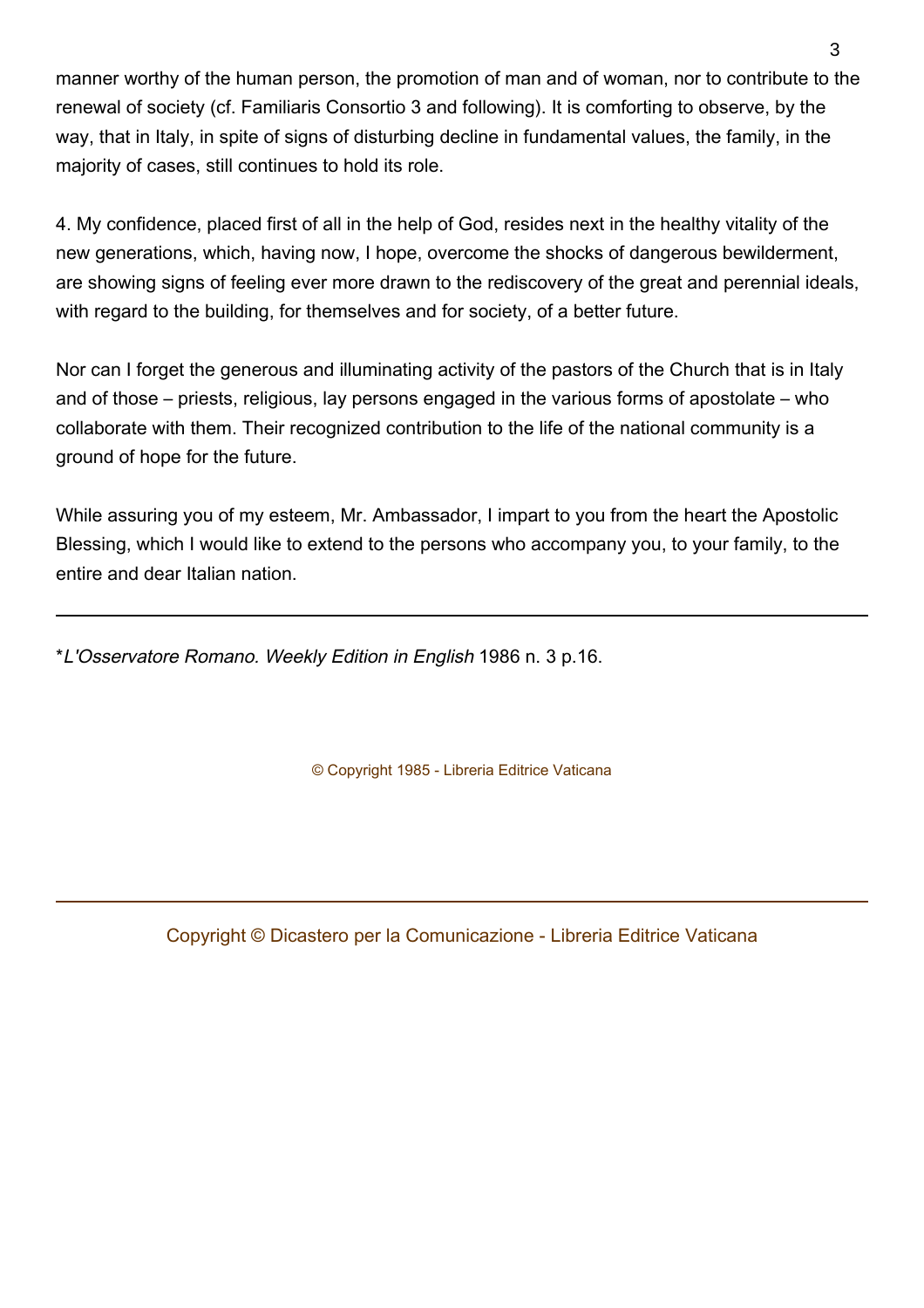manner worthy of the human person, the promotion of man and of woman, nor to contribute to the renewal of society (cf. Familiaris Consortio 3 and following). It is comforting to observe, by the way, that in Italy, in spite of signs of disturbing decline in fundamental values, the family, in the majority of cases, still continues to hold its role.

4. My confidence, placed first of all in the help of God, resides next in the healthy vitality of the new generations, which, having now, I hope, overcome the shocks of dangerous bewilderment, are showing signs of feeling ever more drawn to the rediscovery of the great and perennial ideals, with regard to the building, for themselves and for society, of a better future.

Nor can I forget the generous and illuminating activity of the pastors of the Church that is in Italy and of those – priests, religious, lay persons engaged in the various forms of apostolate – who collaborate with them. Their recognized contribution to the life of the national community is a ground of hope for the future.

While assuring you of my esteem, Mr. Ambassador, I impart to you from the heart the Apostolic Blessing, which I would like to extend to the persons who accompany you, to your family, to the entire and dear Italian nation.

---

**L'Osservatore Romano. Weekly Edition in English* 1986 n. 3 p.16.

© Copyright 1985 - Libreria Editrice Vaticana

---

Copyright © Dicastero per la Comunicazione - Libreria Editrice Vaticana